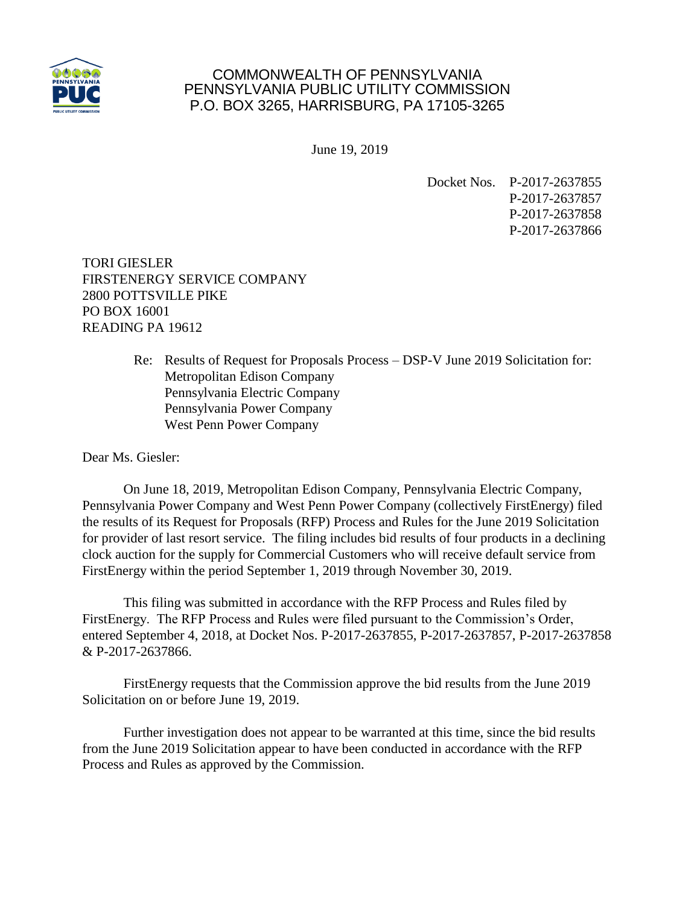COMMONWEALTH OF PENNSYLVANIA
PENNSYLVANIA PUBLIC UTILITY COMMISSION
P.O. BOX 3265, HARRISBURG, PA 17105-3265

June 19, 2019

Docket Nos. P-2017-2637855
P-2017-2637857
P-2017-2637858
P-2017-2637866

TORI GIESLER
FIRSTENERGY SERVICE COMPANY
2800 POTTSVILLE PIKE
PO BOX 16001
READING PA 19612

Re: Results of Request for Proposals Process – DSP-V June 2019 Solicitation for:
Metropolitan Edison Company
Pennsylvania Electric Company
Pennsylvania Power Company
West Penn Power Company

Dear Ms. Giesler:

On June 18, 2019, Metropolitan Edison Company, Pennsylvania Electric Company, Pennsylvania Power Company and West Penn Power Company (collectively FirstEnergy) filed the results of its Request for Proposals (RFP) Process and Rules for the June 2019 Solicitation for provider of last resort service. The filing includes bid results of four products in a declining clock auction for the supply for Commercial Customers who will receive default service from FirstEnergy within the period September 1, 2019 through November 30, 2019.

This filing was submitted in accordance with the RFP Process and Rules filed by FirstEnergy. The RFP Process and Rules were filed pursuant to the Commission's Order, entered September 4, 2018, at Docket Nos. P-2017-2637855, P-2017-2637857, P-2017-2637858 & P-2017-2637866.

FirstEnergy requests that the Commission approve the bid results from the June 2019 Solicitation on or before June 19, 2019.

Further investigation does not appear to be warranted at this time, since the bid results from the June 2019 Solicitation appear to have been conducted in accordance with the RFP Process and Rules as approved by the Commission.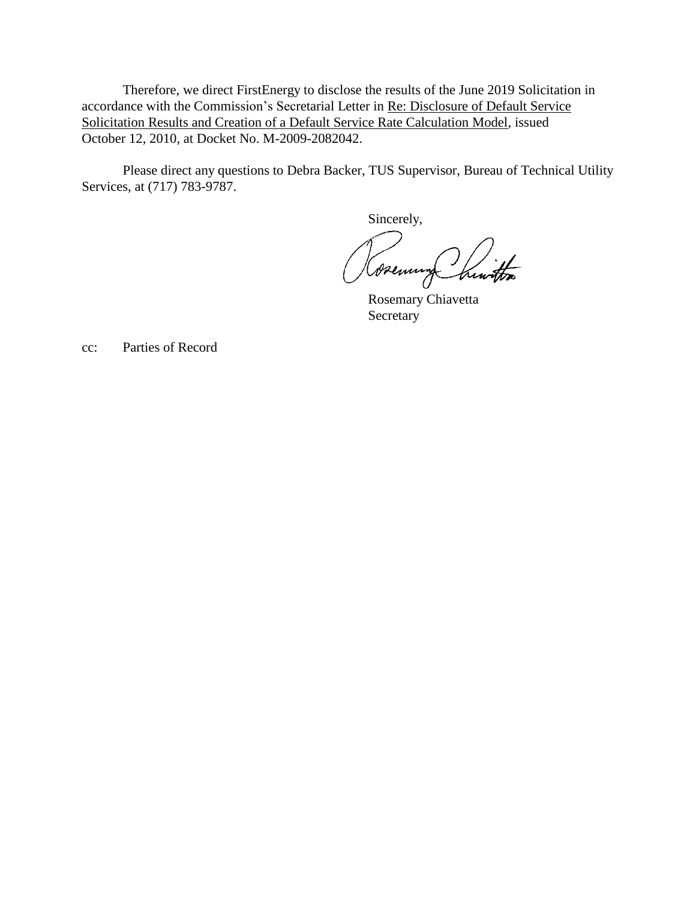Therefore, we direct FirstEnergy to disclose the results of the June 2019 Solicitation in accordance with the Commission's Secretarial Letter in Re: Disclosure of Default Service Solicitation Results and Creation of a Default Service Rate Calculation Model, issued October 12, 2010, at Docket No. M-2009-2082042.

Please direct any questions to Debra Backer, TUS Supervisor, Bureau of Technical Utility Services, at (717) 783-9787.

Sincerely,

Rosemary Chiavetta
Secretary

cc: Parties of Record